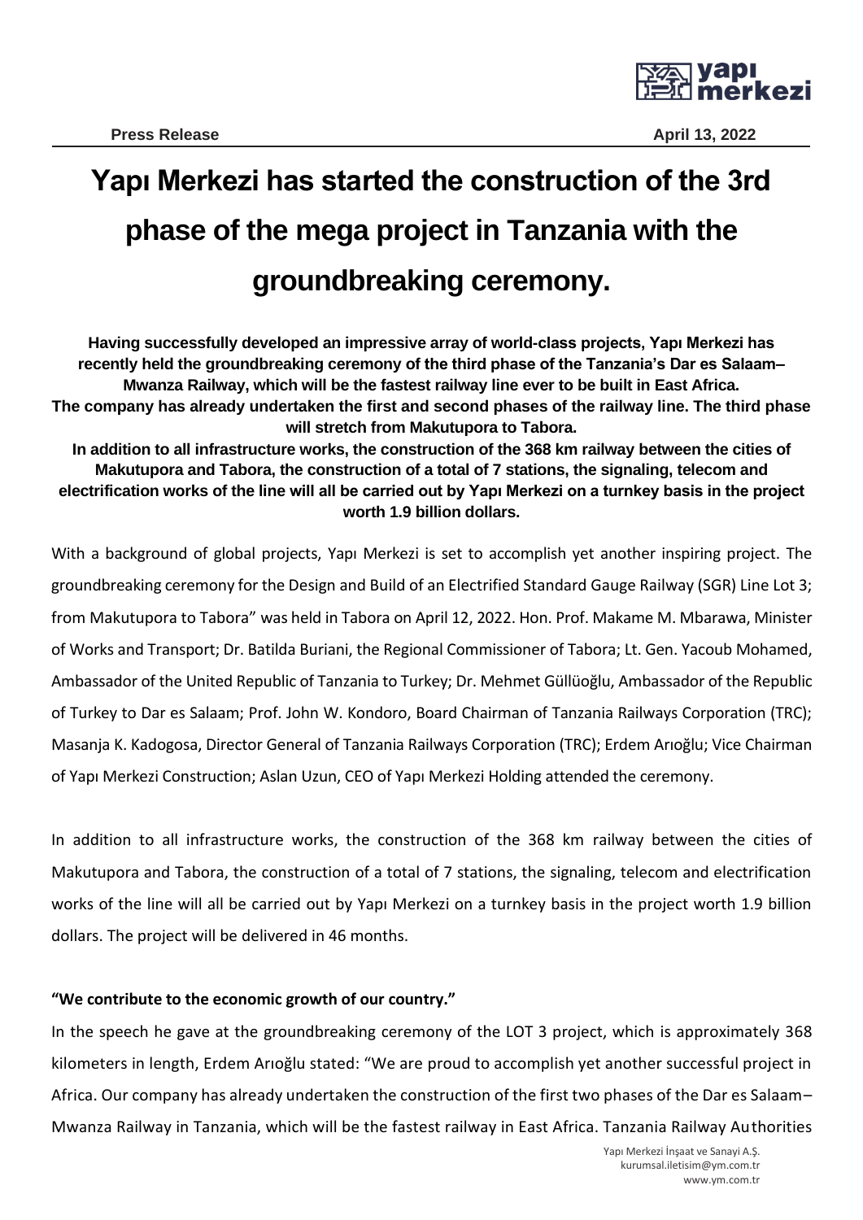**Press Release** April 13, 2022

# Yapı Merkezi has started the construction of the 3rd phase of the mega project in Tanzania with the groundbreaking ceremony.

**Having successfully developed an impressive array of world-class projects, Yapı Merkezi has recently held the groundbreaking ceremony of the third phase of the Tanzania's Dar es Salaam–Mwanza Railway, which will be the fastest railway line ever to be built in East Africa.**
**The company has already undertaken the first and second phases of the railway line. The third phase will stretch from Makutupora to Tabora.**
**In addition to all infrastructure works, the construction of the 368 km railway between the cities of Makutupora and Tabora, the construction of a total of 7 stations, the signaling, telecom and electrification works of the line will all be carried out by Yapı Merkezi on a turnkey basis in the project worth 1.9 billion dollars.**

With a background of global projects, Yapı Merkezi is set to accomplish yet another inspiring project. The groundbreaking ceremony for the Design and Build of an Electrified Standard Gauge Railway (SGR) Line Lot 3; from Makutupora to Tabora" was held in Tabora on April 12, 2022. Hon. Prof. Makame M. Mbarawa, Minister of Works and Transport; Dr. Batilda Buriani, the Regional Commissioner of Tabora; Lt. Gen. Yacoub Mohamed, Ambassador of the United Republic of Tanzania to Turkey; Dr. Mehmet Güllüoğlu, Ambassador of the Republic of Turkey to Dar es Salaam; Prof. John W. Kondoro, Board Chairman of Tanzania Railways Corporation (TRC); Masanja K. Kadogosa, Director General of Tanzania Railways Corporation (TRC); Erdem Arıoğlu; Vice Chairman of Yapı Merkezi Construction; Aslan Uzun, CEO of Yapı Merkezi Holding attended the ceremony.

In addition to all infrastructure works, the construction of the 368 km railway between the cities of Makutupora and Tabora, the construction of a total of 7 stations, the signaling, telecom and electrification works of the line will all be carried out by Yapı Merkezi on a turnkey basis in the project worth 1.9 billion dollars. The project will be delivered in 46 months.

**"We contribute to the economic growth of our country."**

In the speech he gave at the groundbreaking ceremony of the LOT 3 project, which is approximately 368 kilometers in length, Erdem Arıoğlu stated: "We are proud to accomplish yet another successful project in Africa. Our company has already undertaken the construction of the first two phases of the Dar es Salaam–Mwanza Railway in Tanzania, which will be the fastest railway in East Africa. Tanzania Railway Authorities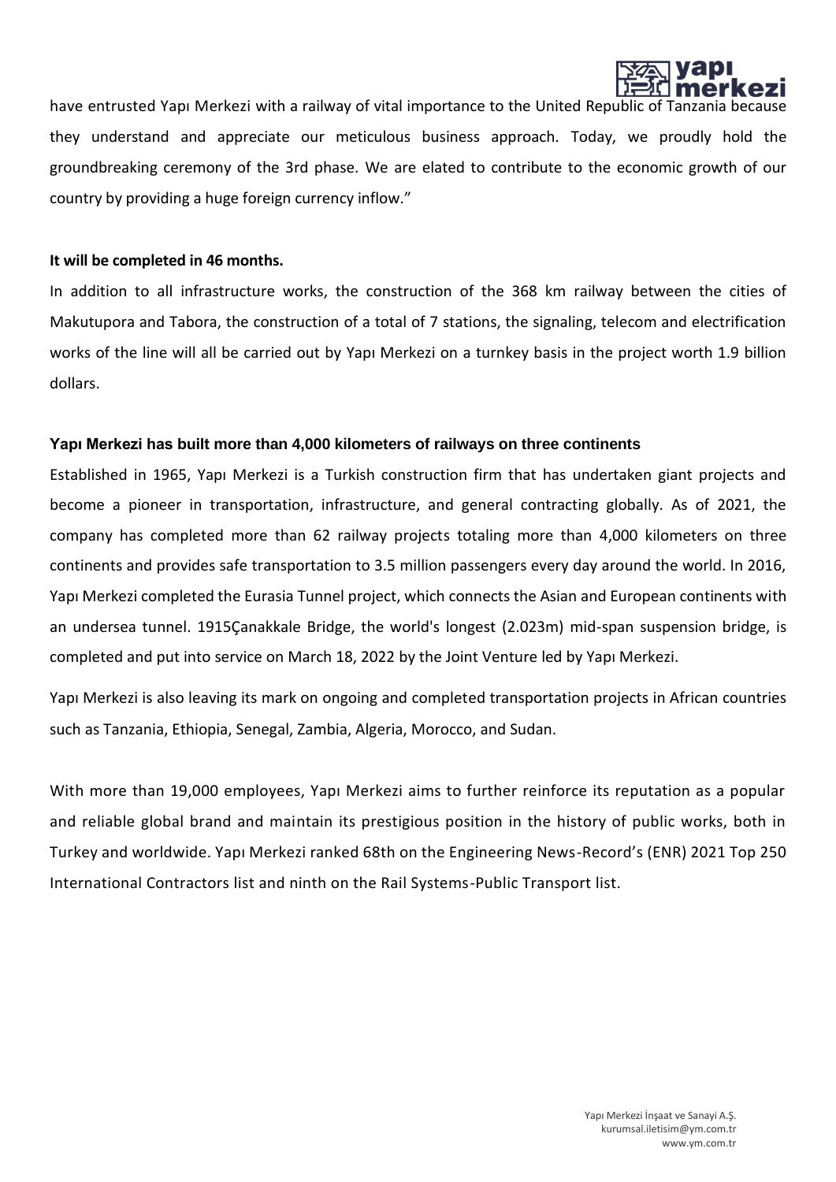have entrusted Yapı Merkezi with a railway of vital importance to the United Republic of Tanzania because they understand and appreciate our meticulous business approach. Today, we proudly hold the groundbreaking ceremony of the 3rd phase. We are elated to contribute to the economic growth of our country by providing a huge foreign currency inflow."

**It will be completed in 46 months.**

In addition to all infrastructure works, the construction of the 368 km railway between the cities of Makutupora and Tabora, the construction of a total of 7 stations, the signaling, telecom and electrification works of the line will all be carried out by Yapı Merkezi on a turnkey basis in the project worth 1.9 billion dollars.

**Yapı Merkezi has built more than 4,000 kilometers of railways on three continents**

Established in 1965, Yapı Merkezi is a Turkish construction firm that has undertaken giant projects and become a pioneer in transportation, infrastructure, and general contracting globally. As of 2021, the company has completed more than 62 railway projects totaling more than 4,000 kilometers on three continents and provides safe transportation to 3.5 million passengers every day around the world. In 2016, Yapı Merkezi completed the Eurasia Tunnel project, which connects the Asian and European continents with an undersea tunnel. 1915Çanakkale Bridge, the world's longest (2.023m) mid-span suspension bridge, is completed and put into service on March 18, 2022 by the Joint Venture led by Yapı Merkezi.

Yapı Merkezi is also leaving its mark on ongoing and completed transportation projects in African countries such as Tanzania, Ethiopia, Senegal, Zambia, Algeria, Morocco, and Sudan.

With more than 19,000 employees, Yapı Merkezi aims to further reinforce its reputation as a popular and reliable global brand and maintain its prestigious position in the history of public works, both in Turkey and worldwide. Yapı Merkezi ranked 68th on the Engineering News-Record's (ENR) 2021 Top 250 International Contractors list and ninth on the Rail Systems-Public Transport list.

Yapı Merkezi İnşaat ve Sanayi A.Ş.
kurumsal.iletisim@ym.com.tr
www.ym.com.tr